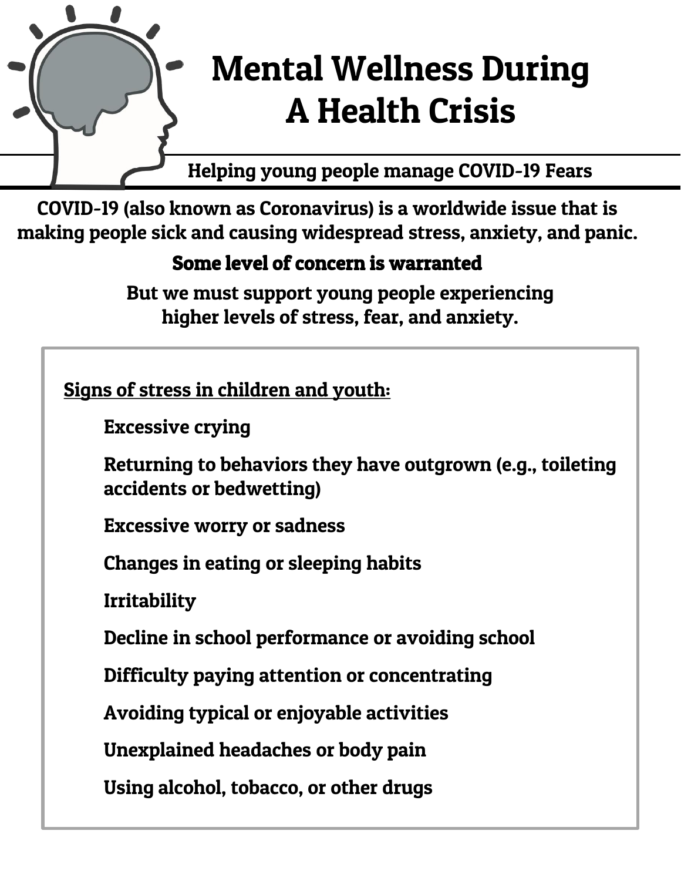# Mental Wellness During A Health Crisis

## Helping young people manage COVID-19 Fears

**COVID-19 (also known as Coronavirus) is a worldwide issue that is making people sick and causing widespread stress, anxiety, and panic.**

**Some level of concern is warranted**

**But we must support young people experiencing higher levels of stress, fear, and anxiety.**

**Signs of stress in children and youth:**

- Excessive crying
- Returning to behaviors they have outgrown (e.g., toileting accidents or bedwetting)
- Excessive worry or sadness
- Changes in eating or sleeping habits
- Irritability
- Decline in school performance or avoiding school
- Difficulty paying attention or concentrating
- Avoiding typical or enjoyable activities
- Unexplained headaches or body pain
- Using alcohol, tobacco, or other drugs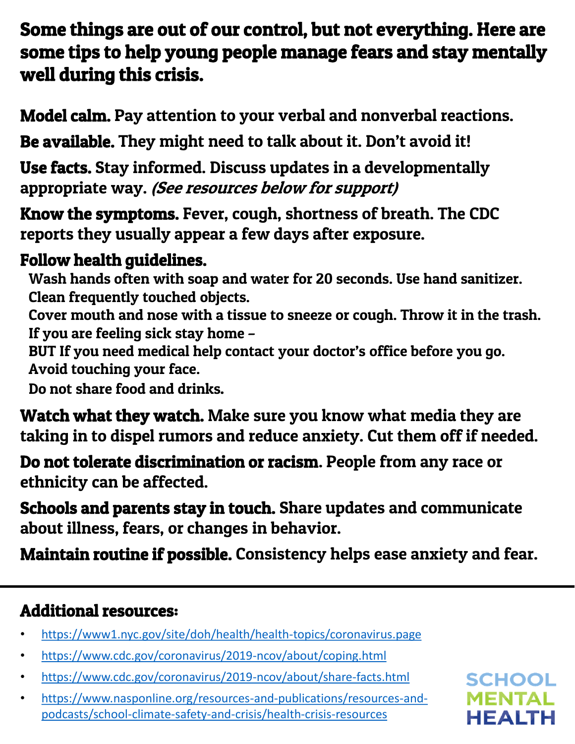## Some things are out of our control, but not everything. Here are some tips to help young people manage fears and stay mentally well during this crisis.

**Model calm.** Pay attention to your verbal and nonverbal reactions.

**Be available.** They might need to talk about it. Don't avoid it!

**Use facts.** Stay informed. Discuss updates in a developmentally appropriate way. ***(See resources below for support)***

**Know the symptoms.** Fever, cough, shortness of breath. The CDC reports they usually appear a few days after exposure.

**Follow health guidelines.**

Wash hands often with soap and water for 20 seconds. Use hand sanitizer.
Clean frequently touched objects.
Cover mouth and nose with a tissue to sneeze or cough. Throw it in the trash.
If you are feeling sick stay home –
BUT If you need medical help contact your doctor's office before you go.
Avoid touching your face.
Do not share food and drinks.

**Watch what they watch.** Make sure you know what media they are taking in to dispel rumors and reduce anxiety. Cut them off if needed.

**Do not tolerate discrimination or racism**. People from any race or ethnicity can be affected.

**Schools and parents stay in touch.** Share updates and communicate about illness, fears, or changes in behavior.

**Maintain routine if possible.** Consistency helps ease anxiety and fear.

---

### Additional resources:

- https://www1.nyc.gov/site/doh/health/health-topics/coronavirus.page
- https://www.cdc.gov/coronavirus/2019-ncov/about/coping.html
- https://www.cdc.gov/coronavirus/2019-ncov/about/share-facts.html
- https://www.nasponline.org/resources-and-publications/resources-and-podcasts/school-climate-safety-and-crisis/health-crisis-resources

SCHOOL MENTAL HEALTH